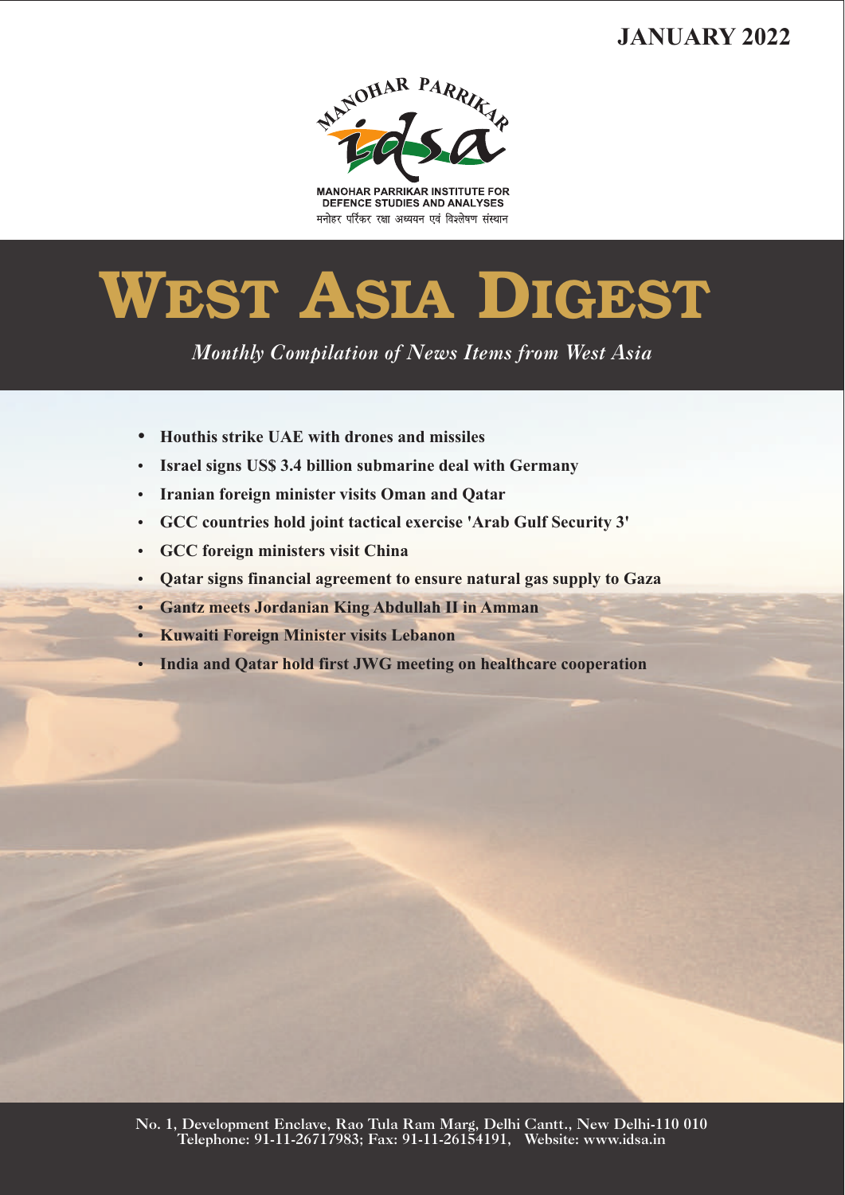JANUARY 2022

MANOHAR PARRIKAR

idsa

MANOHAR PARRIKAR INSTITUTE FOR DEFENCE STUDIES AND ANALYSES

मनोहर पर्रिकर रक्षा अध्ययन एवं विश्लेषण संस्थान

# WEST ASIA DIGEST

*Monthly Compilation of News Items from West Asia*

- **Houthis strike UAE with drones and missiles**
- **Israel signs US$ 3.4 billion submarine deal with Germany**
- **Iranian foreign minister visits Oman and Qatar**
- **GCC countries hold joint tactical exercise 'Arab Gulf Security 3'**
- **GCC foreign ministers visit China**
- **Qatar signs financial agreement to ensure natural gas supply to Gaza**
- **Gantz meets Jordanian King Abdullah II in Amman**
- **Kuwaiti Foreign Minister visits Lebanon**
- **India and Qatar hold first JWG meeting on healthcare cooperation**

No. 1, Development Enclave, Rao Tula Ram Marg, Delhi Cantt., New Delhi-110 010
Telephone: 91-11-26717983; Fax: 91-11-26154191, Website: www.idsa.in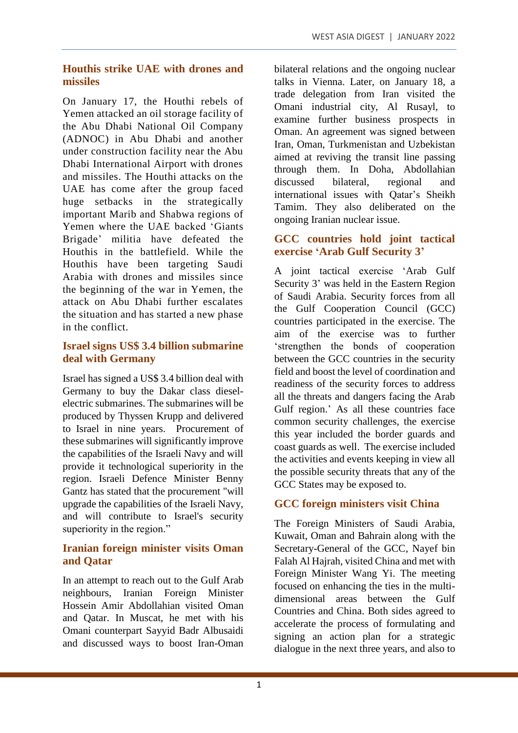## Houthis strike UAE with drones and missiles

On January 17, the Houthi rebels of Yemen attacked an oil storage facility of the Abu Dhabi National Oil Company (ADNOC) in Abu Dhabi and another under construction facility near the Abu Dhabi International Airport with drones and missiles. The Houthi attacks on the UAE has come after the group faced huge setbacks in the strategically important Marib and Shabwa regions of Yemen where the UAE backed 'Giants Brigade' militia have defeated the Houthis in the battlefield. While the Houthis have been targeting Saudi Arabia with drones and missiles since the beginning of the war in Yemen, the attack on Abu Dhabi further escalates the situation and has started a new phase in the conflict.

## Israel signs US$ 3.4 billion submarine deal with Germany

Israel has signed a US$ 3.4 billion deal with Germany to buy the Dakar class diesel-electric submarines. The submarines will be produced by Thyssen Krupp and delivered to Israel in nine years. Procurement of these submarines will significantly improve the capabilities of the Israeli Navy and will provide it technological superiority in the region. Israeli Defence Minister Benny Gantz has stated that the procurement "will upgrade the capabilities of the Israeli Navy, and will contribute to Israel's security superiority in the region."

## Iranian foreign minister visits Oman and Qatar

In an attempt to reach out to the Gulf Arab neighbours, Iranian Foreign Minister Hossein Amir Abdollahian visited Oman and Qatar. In Muscat, he met with his Omani counterpart Sayyid Badr Albusaidi and discussed ways to boost Iran-Oman bilateral relations and the ongoing nuclear talks in Vienna. Later, on January 18, a trade delegation from Iran visited the Omani industrial city, Al Rusayl, to examine further business prospects in Oman. An agreement was signed between Iran, Oman, Turkmenistan and Uzbekistan aimed at reviving the transit line passing through them. In Doha, Abdollahian discussed bilateral, regional and international issues with Qatar's Sheikh Tamim. They also deliberated on the ongoing Iranian nuclear issue.

## GCC countries hold joint tactical exercise 'Arab Gulf Security 3'

A joint tactical exercise 'Arab Gulf Security 3' was held in the Eastern Region of Saudi Arabia. Security forces from all the Gulf Cooperation Council (GCC) countries participated in the exercise. The aim of the exercise was to further 'strengthen the bonds of cooperation between the GCC countries in the security field and boost the level of coordination and readiness of the security forces to address all the threats and dangers facing the Arab Gulf region.' As all these countries face common security challenges, the exercise this year included the border guards and coast guards as well. The exercise included the activities and events keeping in view all the possible security threats that any of the GCC States may be exposed to.

## GCC foreign ministers visit China

The Foreign Ministers of Saudi Arabia, Kuwait, Oman and Bahrain along with the Secretary-General of the GCC, Nayef bin Falah Al Hajrah, visited China and met with Foreign Minister Wang Yi. The meeting focused on enhancing the ties in the multi-dimensional areas between the Gulf Countries and China. Both sides agreed to accelerate the process of formulating and signing an action plan for a strategic dialogue in the next three years, and also to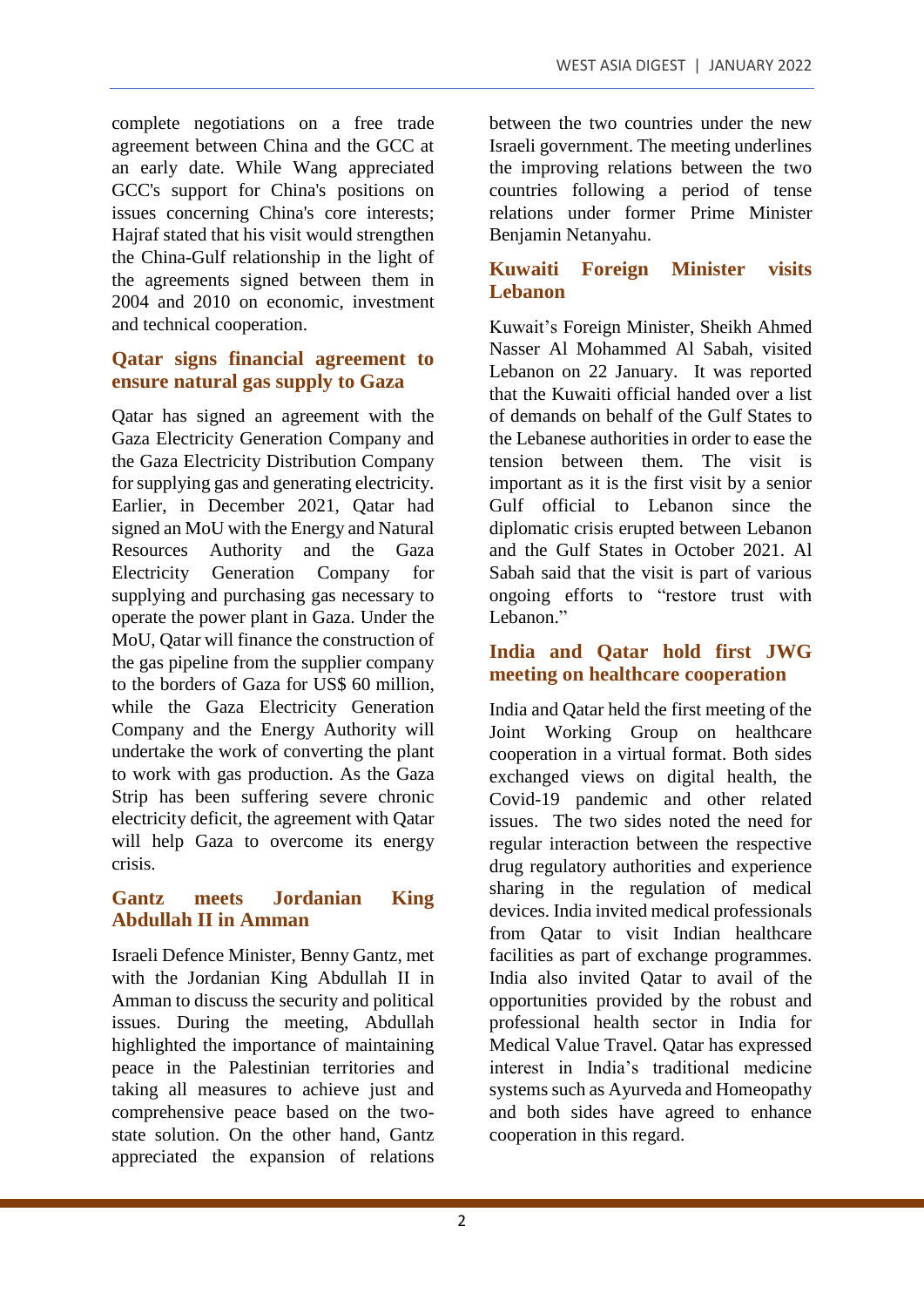complete negotiations on a free trade agreement between China and the GCC at an early date. While Wang appreciated GCC's support for China's positions on issues concerning China's core interests; Hajraf stated that his visit would strengthen the China-Gulf relationship in the light of the agreements signed between them in 2004 and 2010 on economic, investment and technical cooperation.

## Qatar signs financial agreement to ensure natural gas supply to Gaza

Qatar has signed an agreement with the Gaza Electricity Generation Company and the Gaza Electricity Distribution Company for supplying gas and generating electricity. Earlier, in December 2021, Qatar had signed an MoU with the Energy and Natural Resources Authority and the Gaza Electricity Generation Company for supplying and purchasing gas necessary to operate the power plant in Gaza. Under the MoU, Qatar will finance the construction of the gas pipeline from the supplier company to the borders of Gaza for US$ 60 million, while the Gaza Electricity Generation Company and the Energy Authority will undertake the work of converting the plant to work with gas production. As the Gaza Strip has been suffering severe chronic electricity deficit, the agreement with Qatar will help Gaza to overcome its energy crisis.

## Gantz meets Jordanian King Abdullah II in Amman

Israeli Defence Minister, Benny Gantz, met with the Jordanian King Abdullah II in Amman to discuss the security and political issues. During the meeting, Abdullah highlighted the importance of maintaining peace in the Palestinian territories and taking all measures to achieve just and comprehensive peace based on the two-state solution. On the other hand, Gantz appreciated the expansion of relations between the two countries under the new Israeli government. The meeting underlines the improving relations between the two countries following a period of tense relations under former Prime Minister Benjamin Netanyahu.

## Kuwaiti Foreign Minister visits Lebanon

Kuwait's Foreign Minister, Sheikh Ahmed Nasser Al Mohammed Al Sabah, visited Lebanon on 22 January. It was reported that the Kuwaiti official handed over a list of demands on behalf of the Gulf States to the Lebanese authorities in order to ease the tension between them. The visit is important as it is the first visit by a senior Gulf official to Lebanon since the diplomatic crisis erupted between Lebanon and the Gulf States in October 2021. Al Sabah said that the visit is part of various ongoing efforts to "restore trust with Lebanon."

## India and Qatar hold first JWG meeting on healthcare cooperation

India and Qatar held the first meeting of the Joint Working Group on healthcare cooperation in a virtual format. Both sides exchanged views on digital health, the Covid-19 pandemic and other related issues. The two sides noted the need for regular interaction between the respective drug regulatory authorities and experience sharing in the regulation of medical devices. India invited medical professionals from Qatar to visit Indian healthcare facilities as part of exchange programmes. India also invited Qatar to avail of the opportunities provided by the robust and professional health sector in India for Medical Value Travel. Qatar has expressed interest in India's traditional medicine systems such as Ayurveda and Homeopathy and both sides have agreed to enhance cooperation in this regard.